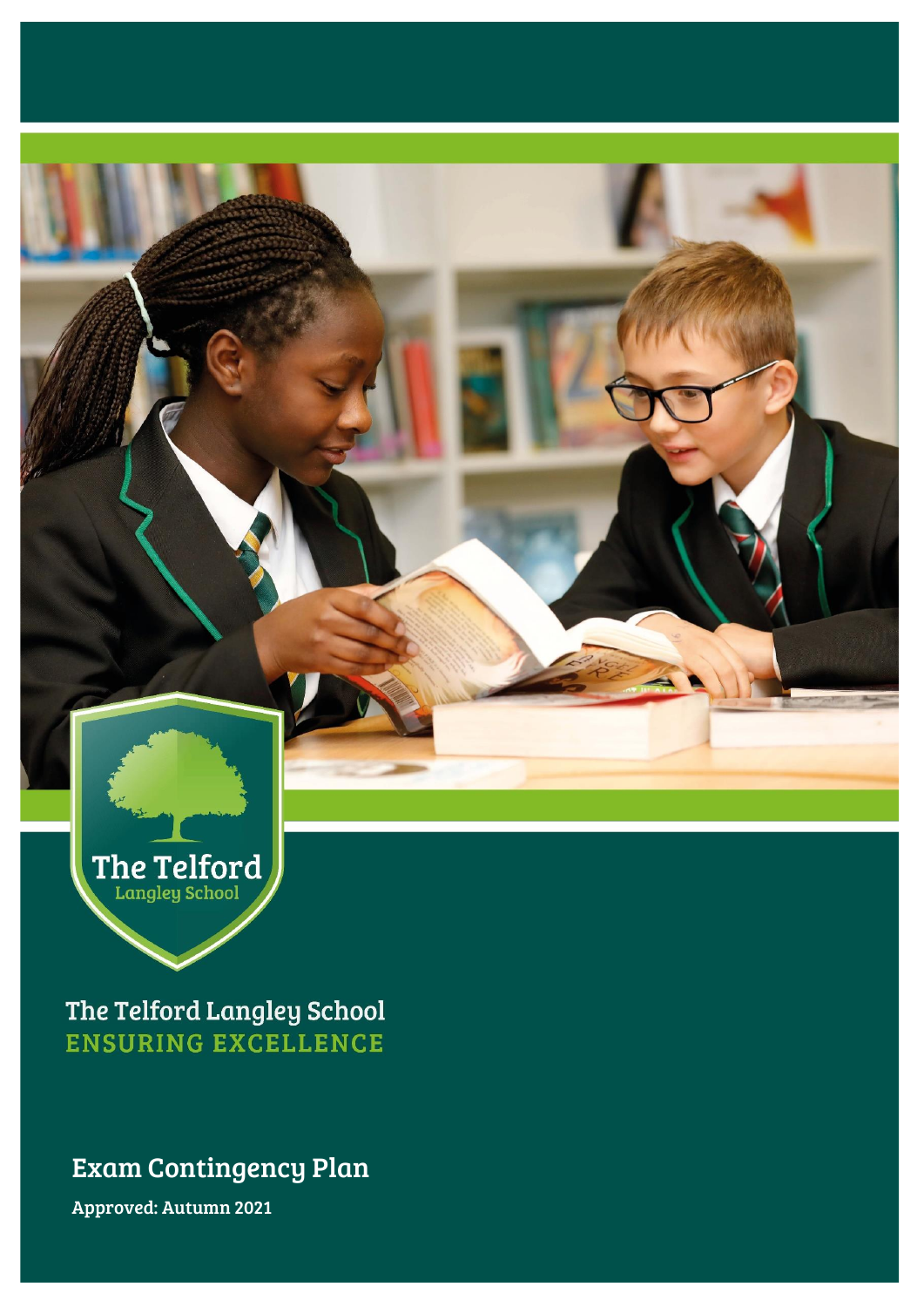The Telford Langley School

The Telford Langley School
ENSURING EXCELLENCE

# Exam Contingency Plan

**Approved: Autumn 2021**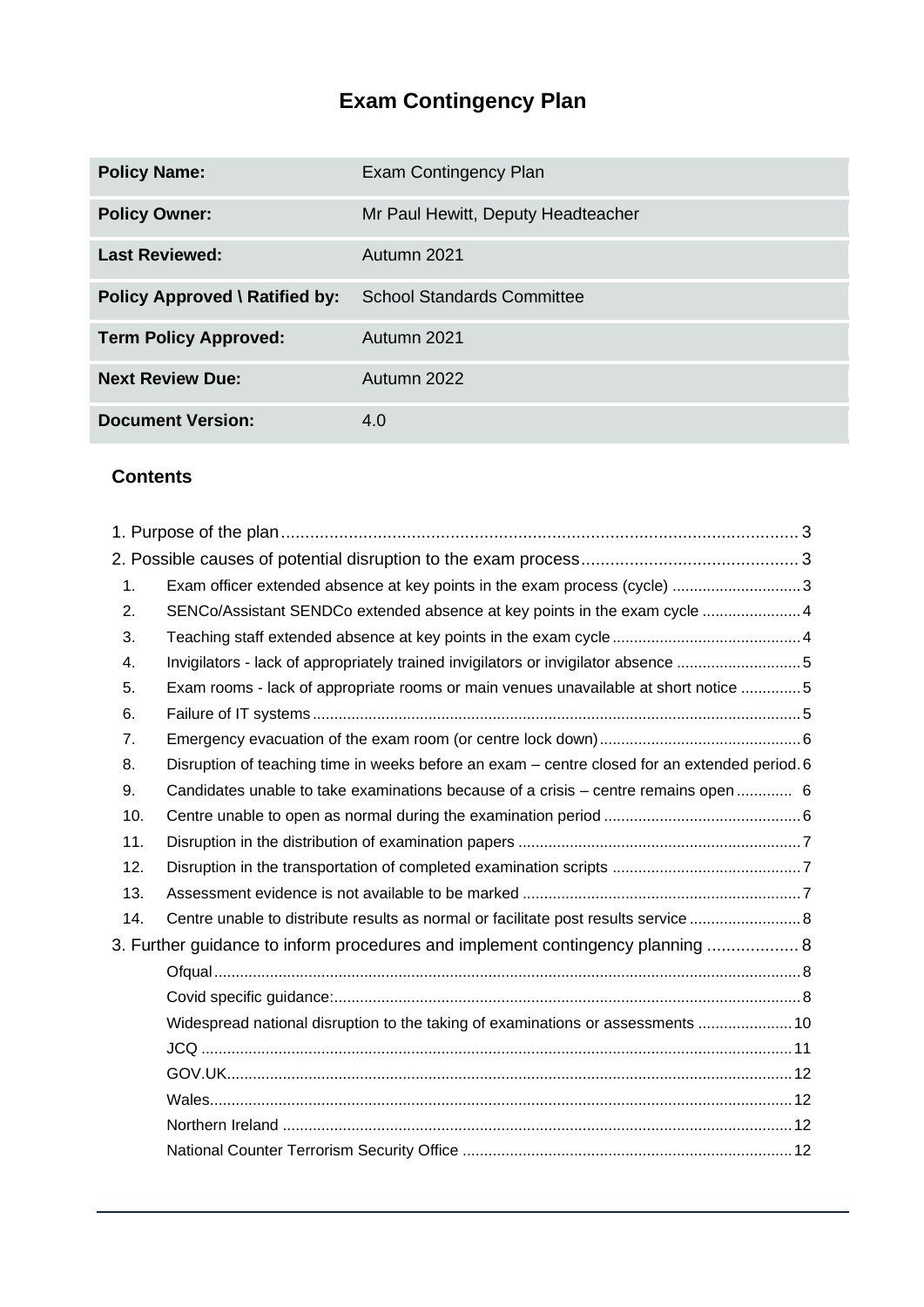# Exam Contingency Plan

| Policy Name: | Exam Contingency Plan |
|---|---|
| **Policy Owner:** | Mr Paul Hewitt, Deputy Headteacher |
| **Last Reviewed:** | Autumn 2021 |
| **Policy Approved \ Ratified by:** | School Standards Committee |
| **Term Policy Approved:** | Autumn 2021 |
| **Next Review Due:** | Autumn 2022 |
| **Document Version:** | 4.0 |

## Contents

1. Purpose of the plan ... 3
2. Possible causes of potential disruption to the exam process ... 3
   1. Exam officer extended absence at key points in the exam process (cycle) ... 3
   2. SENCo/Assistant SENDCo extended absence at key points in the exam cycle ... 4
   3. Teaching staff extended absence at key points in the exam cycle ... 4
   4. Invigilators - lack of appropriately trained invigilators or invigilator absence ... 5
   5. Exam rooms - lack of appropriate rooms or main venues unavailable at short notice ... 5
   6. Failure of IT systems ... 5
   7. Emergency evacuation of the exam room (or centre lock down) ... 6
   8. Disruption of teaching time in weeks before an exam – centre closed for an extended period ... 6
   9. Candidates unable to take examinations because of a crisis – centre remains open ... 6
   10. Centre unable to open as normal during the examination period ... 6
   11. Disruption in the distribution of examination papers ... 7
   12. Disruption in the transportation of completed examination scripts ... 7
   13. Assessment evidence is not available to be marked ... 7
   14. Centre unable to distribute results as normal or facilitate post results service ... 8
3. Further guidance to inform procedures and implement contingency planning ... 8
   - Ofqual ... 8
   - Covid specific guidance: ... 8
   - Widespread national disruption to the taking of examinations or assessments ... 10
   - JCQ ... 11
   - GOV.UK ... 12
   - Wales ... 12
   - Northern Ireland ... 12
   - National Counter Terrorism Security Office ... 12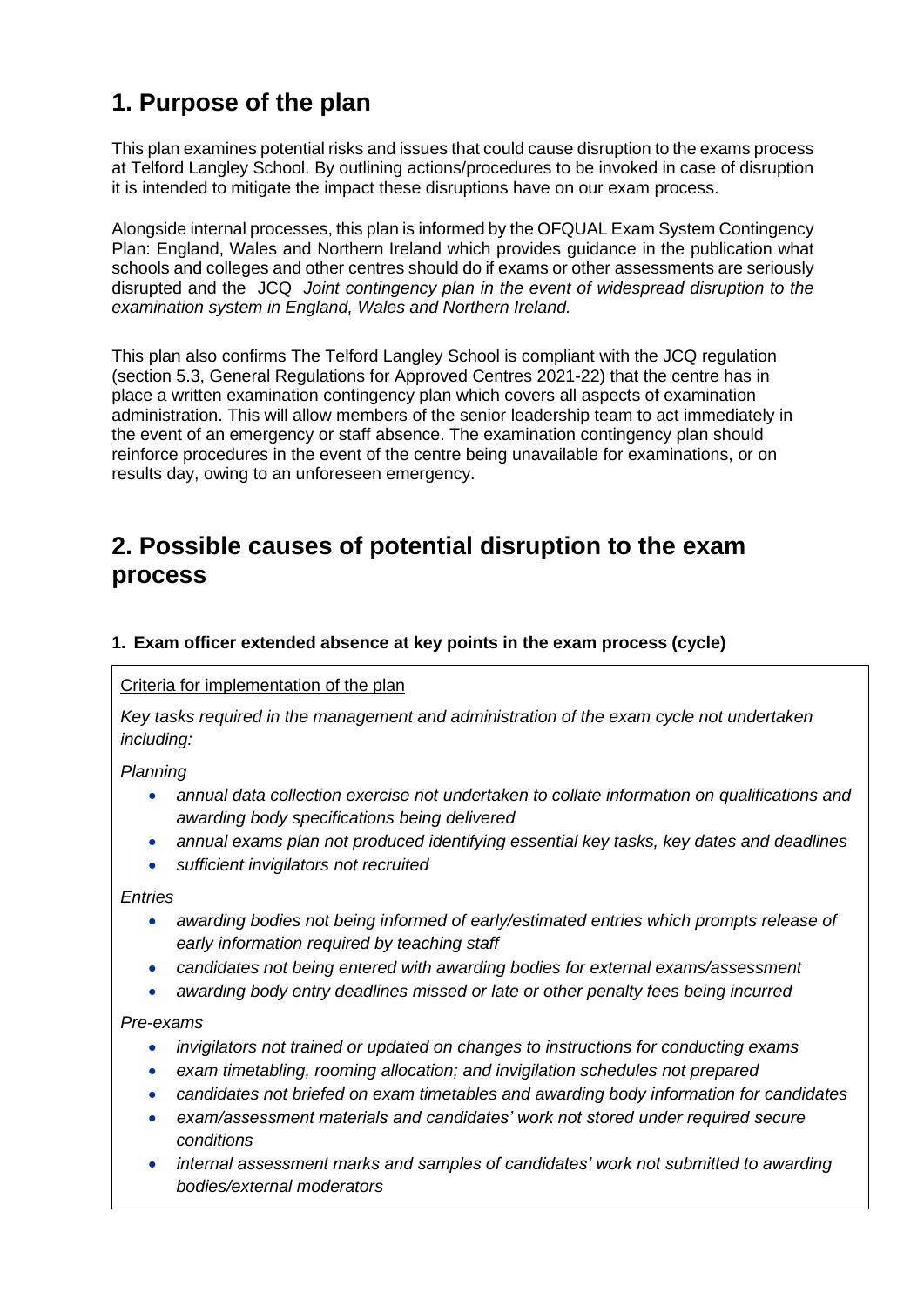# 1. Purpose of the plan

This plan examines potential risks and issues that could cause disruption to the exams process at Telford Langley School. By outlining actions/procedures to be invoked in case of disruption it is intended to mitigate the impact these disruptions have on our exam process.

Alongside internal processes, this plan is informed by the OFQUAL Exam System Contingency Plan: England, Wales and Northern Ireland which provides guidance in the publication what schools and colleges and other centres should do if exams or other assessments are seriously disrupted and the JCQ *Joint contingency plan in the event of widespread disruption to the examination system in England, Wales and Northern Ireland.*

This plan also confirms The Telford Langley School is compliant with the JCQ regulation (section 5.3, General Regulations for Approved Centres 2021-22) that the centre has in place a written examination contingency plan which covers all aspects of examination administration. This will allow members of the senior leadership team to act immediately in the event of an emergency or staff absence. The examination contingency plan should reinforce procedures in the event of the centre being unavailable for examinations, or on results day, owing to an unforeseen emergency.

# 2. Possible causes of potential disruption to the exam process

### 1. Exam officer extended absence at key points in the exam process (cycle)

Criteria for implementation of the plan

*Key tasks required in the management and administration of the exam cycle not undertaken including:*

*Planning*

- *annual data collection exercise not undertaken to collate information on qualifications and awarding body specifications being delivered*
- *annual exams plan not produced identifying essential key tasks, key dates and deadlines*
- *sufficient invigilators not recruited*

*Entries*

- *awarding bodies not being informed of early/estimated entries which prompts release of early information required by teaching staff*
- *candidates not being entered with awarding bodies for external exams/assessment*
- *awarding body entry deadlines missed or late or other penalty fees being incurred*

*Pre-exams*

- *invigilators not trained or updated on changes to instructions for conducting exams*
- *exam timetabling, rooming allocation; and invigilation schedules not prepared*
- *candidates not briefed on exam timetables and awarding body information for candidates*
- *exam/assessment materials and candidates' work not stored under required secure conditions*
- *internal assessment marks and samples of candidates' work not submitted to awarding bodies/external moderators*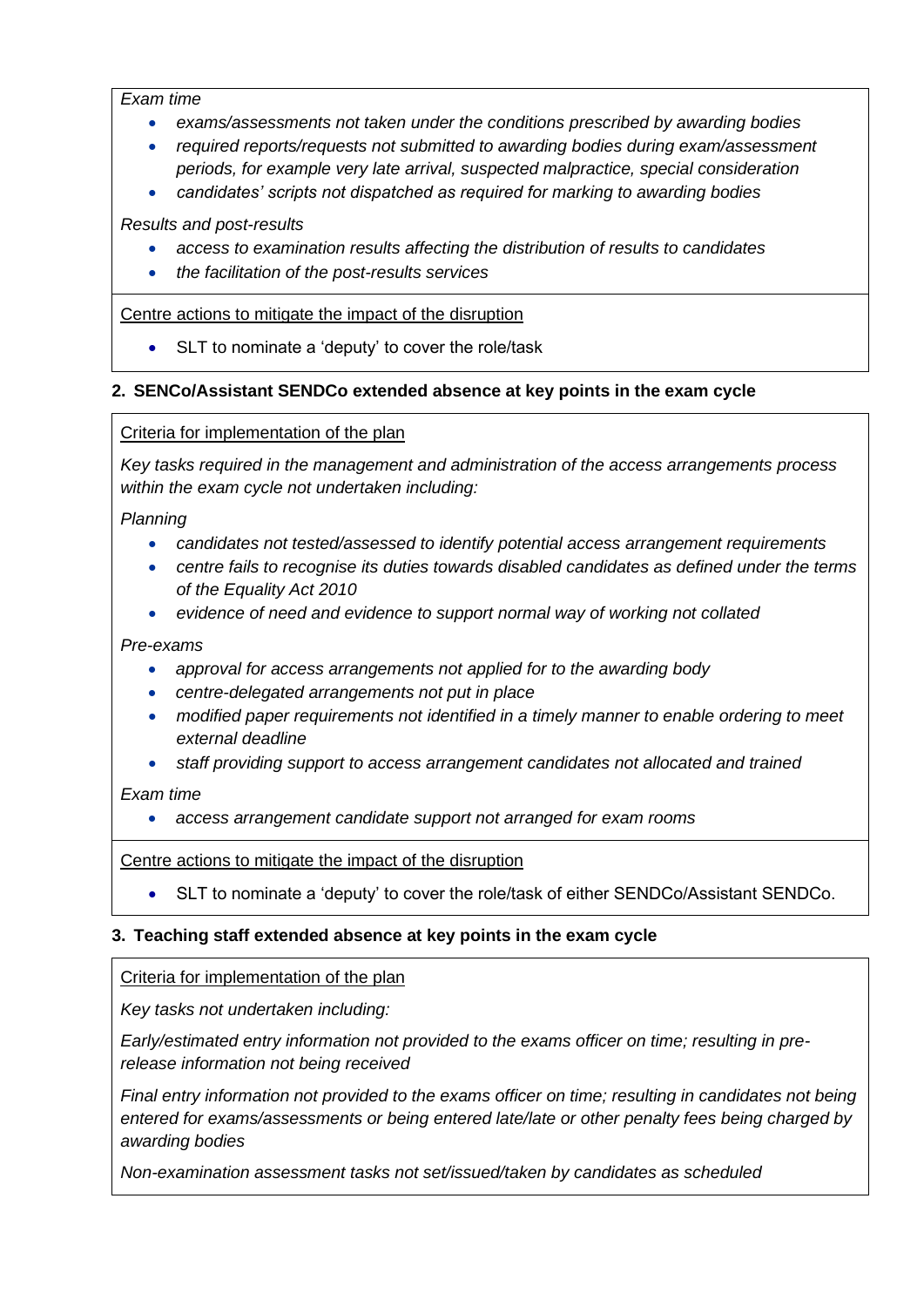*Exam time*

- *exams/assessments not taken under the conditions prescribed by awarding bodies*
- *required reports/requests not submitted to awarding bodies during exam/assessment periods, for example very late arrival, suspected malpractice, special consideration*
- *candidates' scripts not dispatched as required for marking to awarding bodies*

*Results and post-results*

- *access to examination results affecting the distribution of results to candidates*
- *the facilitation of the post-results services*

Centre actions to mitigate the impact of the disruption

- SLT to nominate a 'deputy' to cover the role/task

**2. SENCo/Assistant SENDCo extended absence at key points in the exam cycle**

Criteria for implementation of the plan

*Key tasks required in the management and administration of the access arrangements process within the exam cycle not undertaken including:*

*Planning*

- *candidates not tested/assessed to identify potential access arrangement requirements*
- *centre fails to recognise its duties towards disabled candidates as defined under the terms of the Equality Act 2010*
- *evidence of need and evidence to support normal way of working not collated*

*Pre-exams*

- *approval for access arrangements not applied for to the awarding body*
- *centre-delegated arrangements not put in place*
- *modified paper requirements not identified in a timely manner to enable ordering to meet external deadline*
- *staff providing support to access arrangement candidates not allocated and trained*

*Exam time*

- *access arrangement candidate support not arranged for exam rooms*

Centre actions to mitigate the impact of the disruption

- SLT to nominate a 'deputy' to cover the role/task of either SENDCo/Assistant SENDCo.

**3. Teaching staff extended absence at key points in the exam cycle**

Criteria for implementation of the plan

*Key tasks not undertaken including:*

*Early/estimated entry information not provided to the exams officer on time; resulting in pre-release information not being received*

*Final entry information not provided to the exams officer on time; resulting in candidates not being entered for exams/assessments or being entered late/late or other penalty fees being charged by awarding bodies*

*Non-examination assessment tasks not set/issued/taken by candidates as scheduled*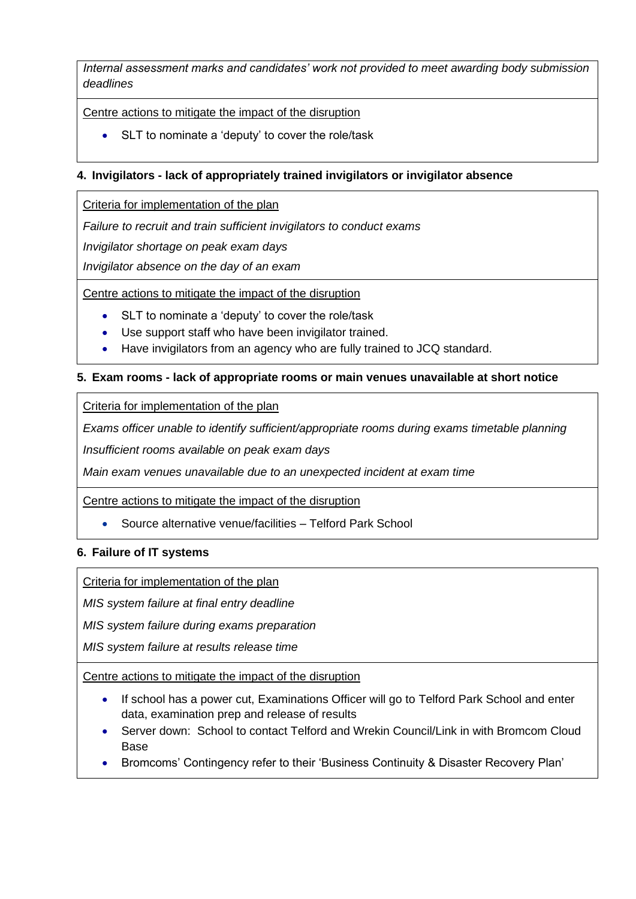*Internal assessment marks and candidates' work not provided to meet awarding body submission deadlines*

Centre actions to mitigate the impact of the disruption

- SLT to nominate a 'deputy' to cover the role/task

**4. Invigilators - lack of appropriately trained invigilators or invigilator absence**

Criteria for implementation of the plan

*Failure to recruit and train sufficient invigilators to conduct exams*

*Invigilator shortage on peak exam days*

*Invigilator absence on the day of an exam*

Centre actions to mitigate the impact of the disruption

- SLT to nominate a 'deputy' to cover the role/task
- Use support staff who have been invigilator trained.
- Have invigilators from an agency who are fully trained to JCQ standard.

**5. Exam rooms - lack of appropriate rooms or main venues unavailable at short notice**

Criteria for implementation of the plan

*Exams officer unable to identify sufficient/appropriate rooms during exams timetable planning*

*Insufficient rooms available on peak exam days*

*Main exam venues unavailable due to an unexpected incident at exam time*

Centre actions to mitigate the impact of the disruption

- Source alternative venue/facilities – Telford Park School

**6. Failure of IT systems**

Criteria for implementation of the plan

*MIS system failure at final entry deadline*

*MIS system failure during exams preparation*

*MIS system failure at results release time*

Centre actions to mitigate the impact of the disruption

- If school has a power cut, Examinations Officer will go to Telford Park School and enter data, examination prep and release of results
- Server down: School to contact Telford and Wrekin Council/Link in with Bromcom Cloud Base
- Bromcoms' Contingency refer to their 'Business Continuity & Disaster Recovery Plan'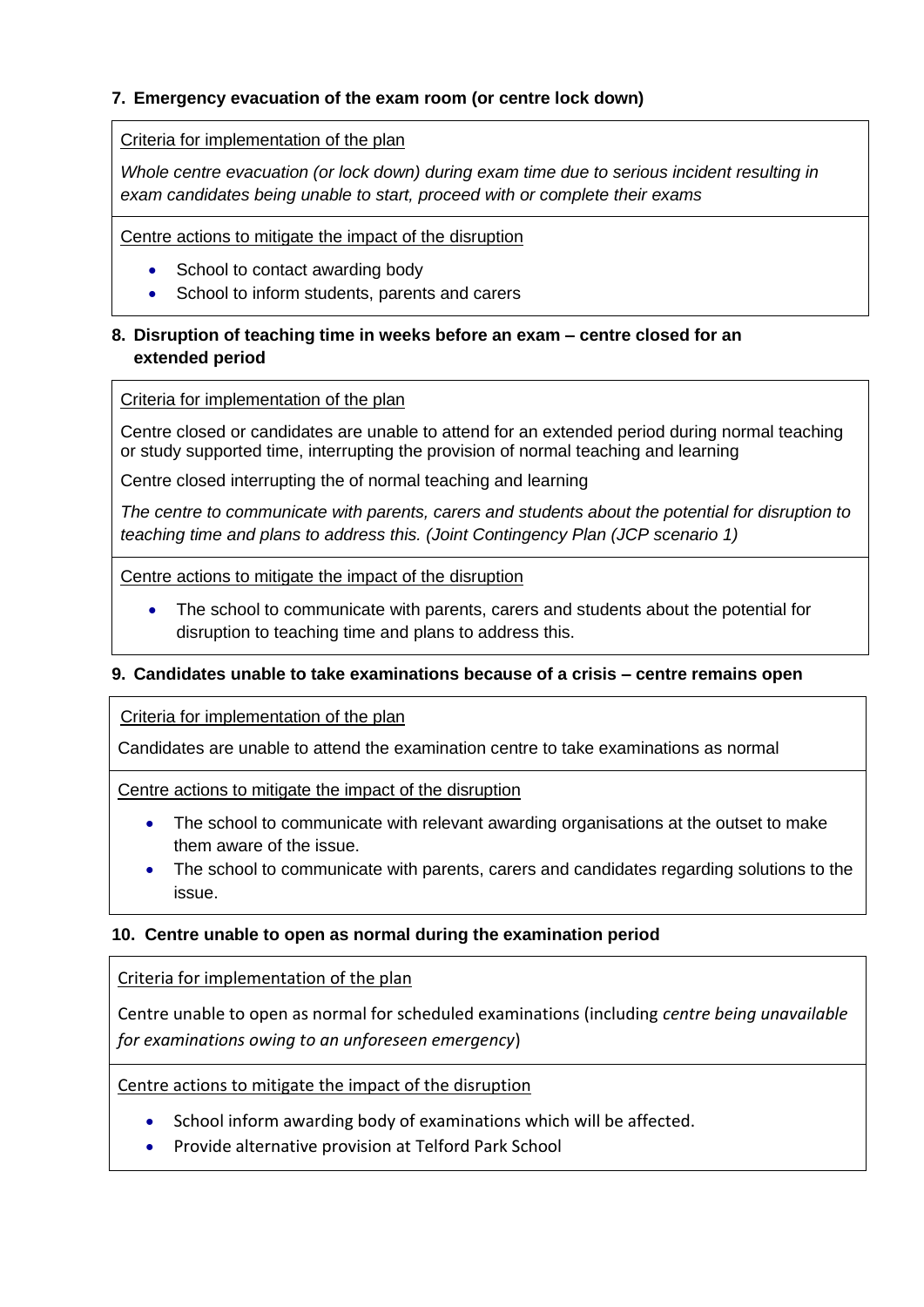**7. Emergency evacuation of the exam room (or centre lock down)**

<u>Criteria for implementation of the plan</u>

*Whole centre evacuation (or lock down) during exam time due to serious incident resulting in exam candidates being unable to start, proceed with or complete their exams*

<u>Centre actions to mitigate the impact of the disruption</u>

- School to contact awarding body
- School to inform students, parents and carers

**8. Disruption of teaching time in weeks before an exam – centre closed for an extended period**

<u>Criteria for implementation of the plan</u>

Centre closed or candidates are unable to attend for an extended period during normal teaching or study supported time, interrupting the provision of normal teaching and learning

Centre closed interrupting the of normal teaching and learning

*The centre to communicate with parents, carers and students about the potential for disruption to teaching time and plans to address this. (Joint Contingency Plan (JCP scenario 1)*

<u>Centre actions to mitigate the impact of the disruption</u>

- The school to communicate with parents, carers and students about the potential for disruption to teaching time and plans to address this.

**9. Candidates unable to take examinations because of a crisis – centre remains open**

<u>Criteria for implementation of the plan</u>

Candidates are unable to attend the examination centre to take examinations as normal

<u>Centre actions to mitigate the impact of the disruption</u>

- The school to communicate with relevant awarding organisations at the outset to make them aware of the issue.
- The school to communicate with parents, carers and candidates regarding solutions to the issue.

**10. Centre unable to open as normal during the examination period**

<u>Criteria for implementation of the plan</u>

Centre unable to open as normal for scheduled examinations (including *centre being unavailable for examinations owing to an unforeseen emergency*)

<u>Centre actions to mitigate the impact of the disruption</u>

- School inform awarding body of examinations which will be affected.
- Provide alternative provision at Telford Park School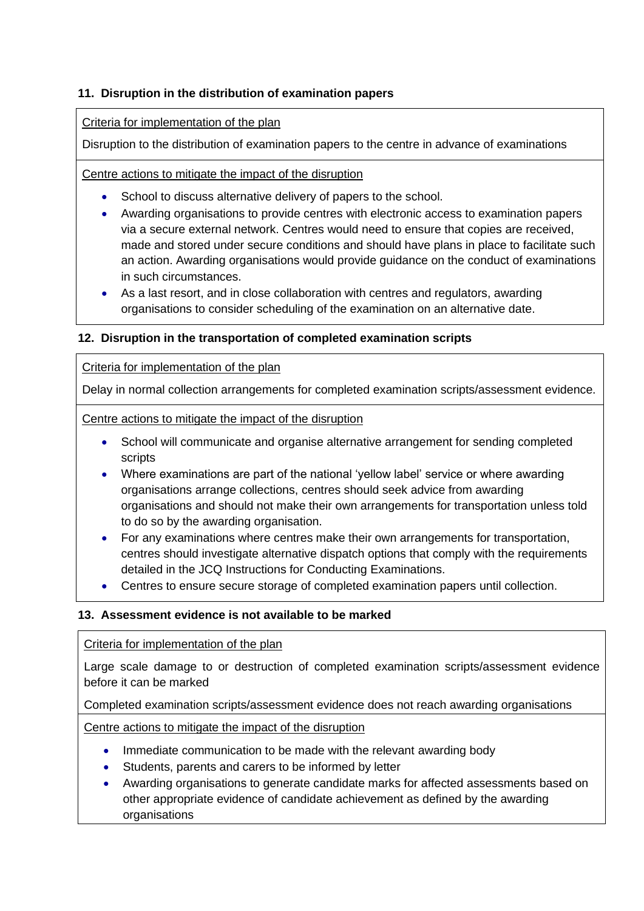**11. Disruption in the distribution of examination papers**

Criteria for implementation of the plan

Disruption to the distribution of examination papers to the centre in advance of examinations

Centre actions to mitigate the impact of the disruption

- School to discuss alternative delivery of papers to the school.
- Awarding organisations to provide centres with electronic access to examination papers via a secure external network. Centres would need to ensure that copies are received, made and stored under secure conditions and should have plans in place to facilitate such an action. Awarding organisations would provide guidance on the conduct of examinations in such circumstances.
- As a last resort, and in close collaboration with centres and regulators, awarding organisations to consider scheduling of the examination on an alternative date.

**12. Disruption in the transportation of completed examination scripts**

Criteria for implementation of the plan

Delay in normal collection arrangements for completed examination scripts/assessment evidence.

Centre actions to mitigate the impact of the disruption

- School will communicate and organise alternative arrangement for sending completed scripts
- Where examinations are part of the national 'yellow label' service or where awarding organisations arrange collections, centres should seek advice from awarding organisations and should not make their own arrangements for transportation unless told to do so by the awarding organisation.
- For any examinations where centres make their own arrangements for transportation, centres should investigate alternative dispatch options that comply with the requirements detailed in the JCQ Instructions for Conducting Examinations.
- Centres to ensure secure storage of completed examination papers until collection.

**13. Assessment evidence is not available to be marked**

Criteria for implementation of the plan

Large scale damage to or destruction of completed examination scripts/assessment evidence before it can be marked

Completed examination scripts/assessment evidence does not reach awarding organisations

Centre actions to mitigate the impact of the disruption

- Immediate communication to be made with the relevant awarding body
- Students, parents and carers to be informed by letter
- Awarding organisations to generate candidate marks for affected assessments based on other appropriate evidence of candidate achievement as defined by the awarding organisations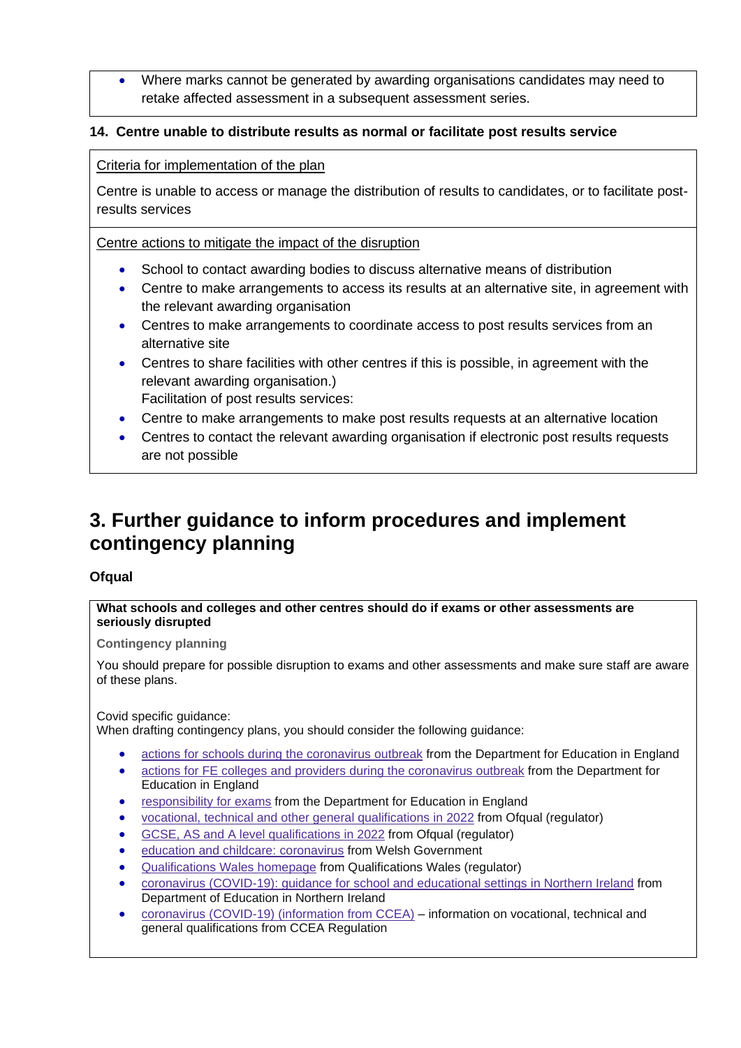- Where marks cannot be generated by awarding organisations candidates may need to retake affected assessment in a subsequent assessment series.

**14. Centre unable to distribute results as normal or facilitate post results service**

Criteria for implementation of the plan

Centre is unable to access or manage the distribution of results to candidates, or to facilitate post-results services

Centre actions to mitigate the impact of the disruption

- School to contact awarding bodies to discuss alternative means of distribution
- Centre to make arrangements to access its results at an alternative site, in agreement with the relevant awarding organisation
- Centres to make arrangements to coordinate access to post results services from an alternative site
- Centres to share facilities with other centres if this is possible, in agreement with the relevant awarding organisation.)
  Facilitation of post results services:
- Centre to make arrangements to make post results requests at an alternative location
- Centres to contact the relevant awarding organisation if electronic post results requests are not possible

## 3. Further guidance to inform procedures and implement contingency planning

### Ofqual

**What schools and colleges and other centres should do if exams or other assessments are seriously disrupted**

**Contingency planning**

You should prepare for possible disruption to exams and other assessments and make sure staff are aware of these plans.

Covid specific guidance:
When drafting contingency plans, you should consider the following guidance:

- actions for schools during the coronavirus outbreak from the Department for Education in England
- actions for FE colleges and providers during the coronavirus outbreak from the Department for Education in England
- responsibility for exams from the Department for Education in England
- vocational, technical and other general qualifications in 2022 from Ofqual (regulator)
- GCSE, AS and A level qualifications in 2022 from Ofqual (regulator)
- education and childcare: coronavirus from Welsh Government
- Qualifications Wales homepage from Qualifications Wales (regulator)
- coronavirus (COVID-19): guidance for school and educational settings in Northern Ireland from Department of Education in Northern Ireland
- coronavirus (COVID-19) (information from CCEA) – information on vocational, technical and general qualifications from CCEA Regulation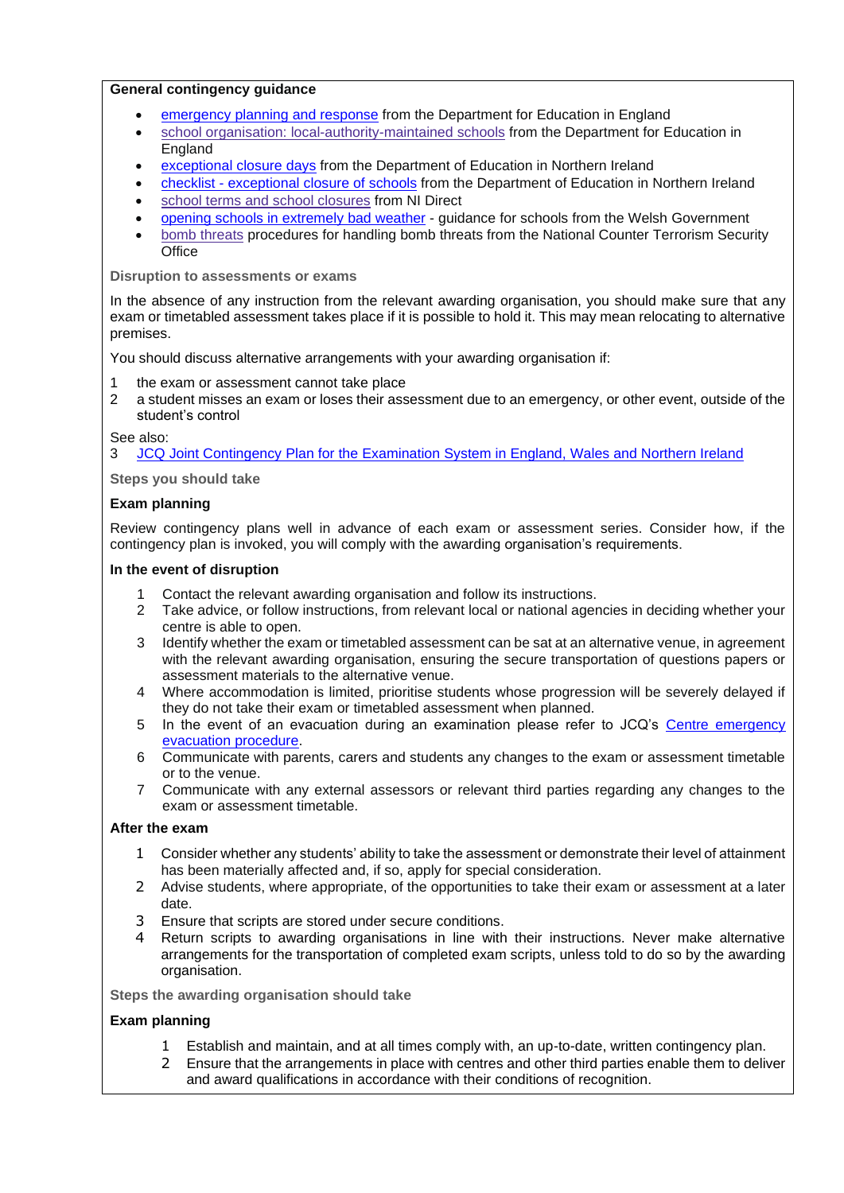**General contingency guidance**

- emergency planning and response from the Department for Education in England
- school organisation: local-authority-maintained schools from the Department for Education in England
- exceptional closure days from the Department of Education in Northern Ireland
- checklist - exceptional closure of schools from the Department of Education in Northern Ireland
- school terms and school closures from NI Direct
- opening schools in extremely bad weather - guidance for schools from the Welsh Government
- bomb threats procedures for handling bomb threats from the National Counter Terrorism Security Office

### Disruption to assessments or exams

In the absence of any instruction from the relevant awarding organisation, you should make sure that any exam or timetabled assessment takes place if it is possible to hold it. This may mean relocating to alternative premises.

You should discuss alternative arrangements with your awarding organisation if:

1. the exam or assessment cannot take place
2. a student misses an exam or loses their assessment due to an emergency, or other event, outside of the student's control

See also:

3. JCQ Joint Contingency Plan for the Examination System in England, Wales and Northern Ireland

### Steps you should take

**Exam planning**

Review contingency plans well in advance of each exam or assessment series. Consider how, if the contingency plan is invoked, you will comply with the awarding organisation's requirements.

**In the event of disruption**

1. Contact the relevant awarding organisation and follow its instructions.
2. Take advice, or follow instructions, from relevant local or national agencies in deciding whether your centre is able to open.
3. Identify whether the exam or timetabled assessment can be sat at an alternative venue, in agreement with the relevant awarding organisation, ensuring the secure transportation of questions papers or assessment materials to the alternative venue.
4. Where accommodation is limited, prioritise students whose progression will be severely delayed if they do not take their exam or timetabled assessment when planned.
5. In the event of an evacuation during an examination please refer to JCQ's Centre emergency evacuation procedure.
6. Communicate with parents, carers and students any changes to the exam or assessment timetable or to the venue.
7. Communicate with any external assessors or relevant third parties regarding any changes to the exam or assessment timetable.

**After the exam**

1. Consider whether any students' ability to take the assessment or demonstrate their level of attainment has been materially affected and, if so, apply for special consideration.
2. Advise students, where appropriate, of the opportunities to take their exam or assessment at a later date.
3. Ensure that scripts are stored under secure conditions.
4. Return scripts to awarding organisations in line with their instructions. Never make alternative arrangements for the transportation of completed exam scripts, unless told to do so by the awarding organisation.

### Steps the awarding organisation should take

**Exam planning**

1. Establish and maintain, and at all times comply with, an up-to-date, written contingency plan.
2. Ensure that the arrangements in place with centres and other third parties enable them to deliver and award qualifications in accordance with their conditions of recognition.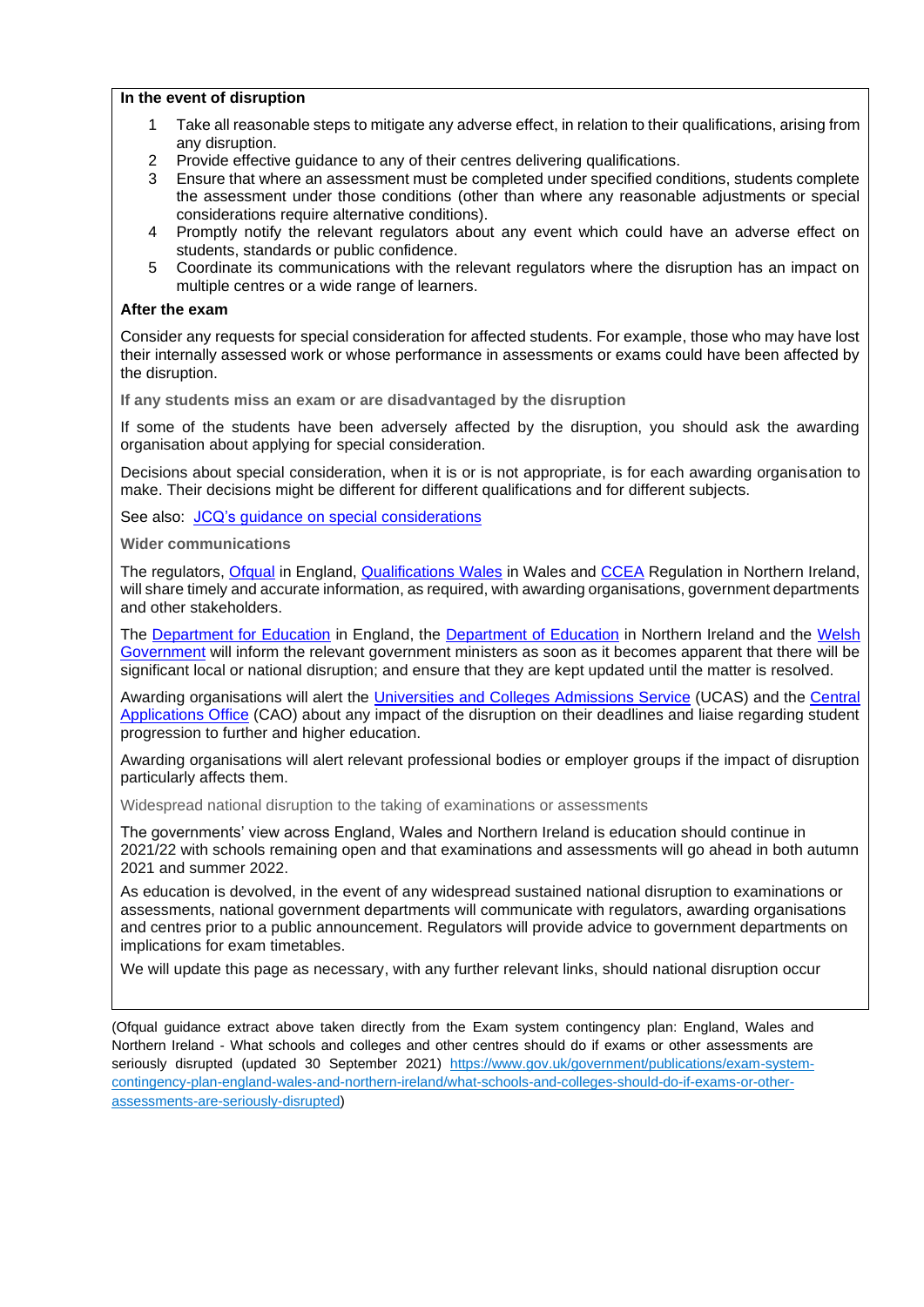**In the event of disruption**

1. Take all reasonable steps to mitigate any adverse effect, in relation to their qualifications, arising from any disruption.
2. Provide effective guidance to any of their centres delivering qualifications.
3. Ensure that where an assessment must be completed under specified conditions, students complete the assessment under those conditions (other than where any reasonable adjustments or special considerations require alternative conditions).
4. Promptly notify the relevant regulators about any event which could have an adverse effect on students, standards or public confidence.
5. Coordinate its communications with the relevant regulators where the disruption has an impact on multiple centres or a wide range of learners.

**After the exam**

Consider any requests for special consideration for affected students. For example, those who may have lost their internally assessed work or whose performance in assessments or exams could have been affected by the disruption.

**If any students miss an exam or are disadvantaged by the disruption**

If some of the students have been adversely affected by the disruption, you should ask the awarding organisation about applying for special consideration.

Decisions about special consideration, when it is or is not appropriate, is for each awarding organisation to make. Their decisions might be different for different qualifications and for different subjects.

See also: [JCQ's guidance on special considerations]

**Wider communications**

The regulators, Ofqual in England, Qualifications Wales in Wales and CCEA Regulation in Northern Ireland, will share timely and accurate information, as required, with awarding organisations, government departments and other stakeholders.

The Department for Education in England, the Department of Education in Northern Ireland and the Welsh Government will inform the relevant government ministers as soon as it becomes apparent that there will be significant local or national disruption; and ensure that they are kept updated until the matter is resolved.

Awarding organisations will alert the Universities and Colleges Admissions Service (UCAS) and the Central Applications Office (CAO) about any impact of the disruption on their deadlines and liaise regarding student progression to further and higher education.

Awarding organisations will alert relevant professional bodies or employer groups if the impact of disruption particularly affects them.

Widespread national disruption to the taking of examinations or assessments

The governments' view across England, Wales and Northern Ireland is education should continue in 2021/22 with schools remaining open and that examinations and assessments will go ahead in both autumn 2021 and summer 2022.

As education is devolved, in the event of any widespread sustained national disruption to examinations or assessments, national government departments will communicate with regulators, awarding organisations and centres prior to a public announcement. Regulators will provide advice to government departments on implications for exam timetables.

We will update this page as necessary, with any further relevant links, should national disruption occur

(Ofqual guidance extract above taken directly from the Exam system contingency plan: England, Wales and Northern Ireland - What schools and colleges and other centres should do if exams or other assessments are seriously disrupted (updated 30 September 2021) https://www.gov.uk/government/publications/exam-system-contingency-plan-england-wales-and-northern-ireland/what-schools-and-colleges-should-do-if-exams-or-other-assessments-are-seriously-disrupted)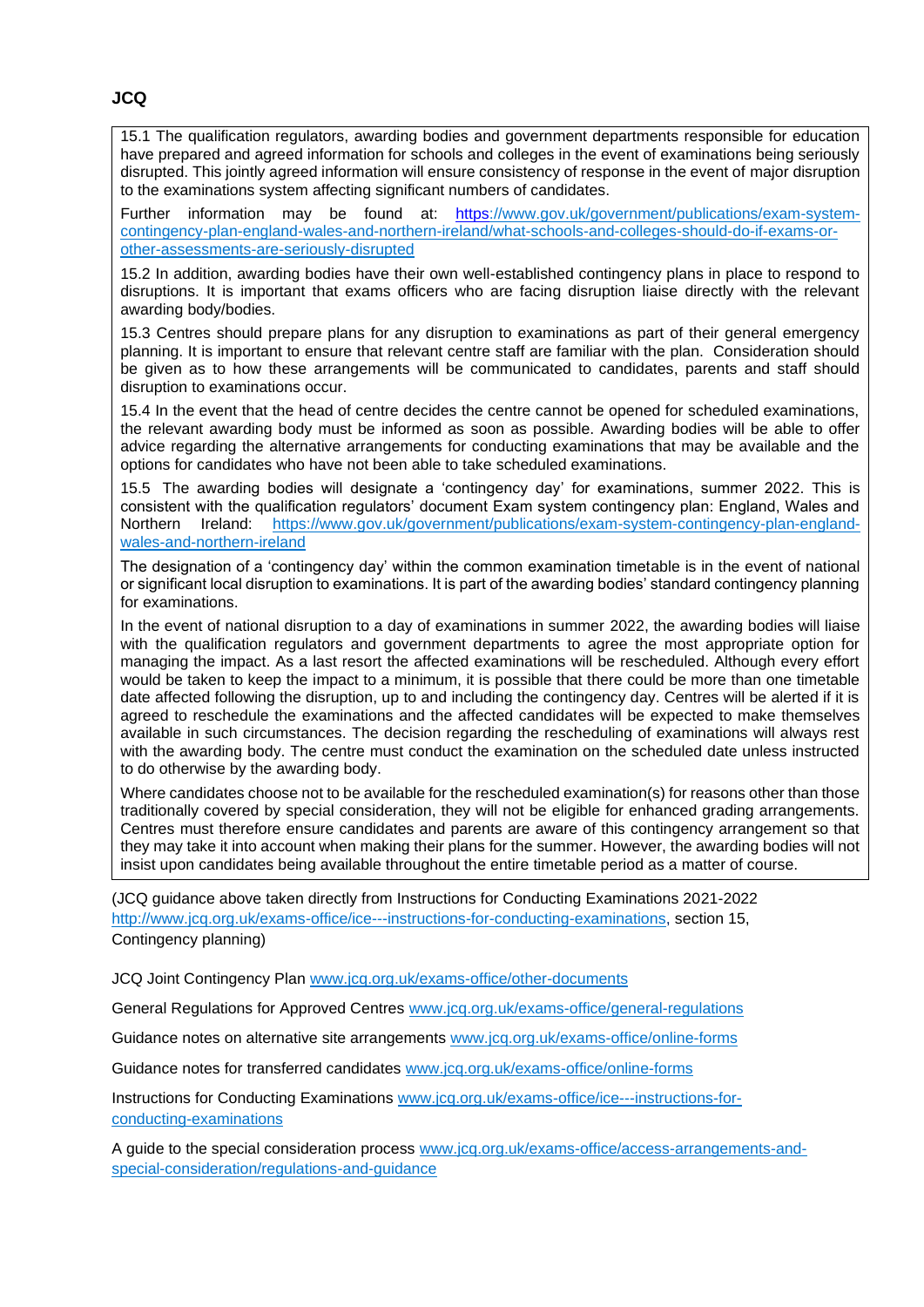**JCQ**

15.1 The qualification regulators, awarding bodies and government departments responsible for education have prepared and agreed information for schools and colleges in the event of examinations being seriously disrupted. This jointly agreed information will ensure consistency of response in the event of major disruption to the examinations system affecting significant numbers of candidates.

Further information may be found at: https://www.gov.uk/government/publications/exam-system-contingency-plan-england-wales-and-northern-ireland/what-schools-and-colleges-should-do-if-exams-or-other-assessments-are-seriously-disrupted

15.2 In addition, awarding bodies have their own well-established contingency plans in place to respond to disruptions. It is important that exams officers who are facing disruption liaise directly with the relevant awarding body/bodies.

15.3 Centres should prepare plans for any disruption to examinations as part of their general emergency planning. It is important to ensure that relevant centre staff are familiar with the plan. Consideration should be given as to how these arrangements will be communicated to candidates, parents and staff should disruption to examinations occur.

15.4 In the event that the head of centre decides the centre cannot be opened for scheduled examinations, the relevant awarding body must be informed as soon as possible. Awarding bodies will be able to offer advice regarding the alternative arrangements for conducting examinations that may be available and the options for candidates who have not been able to take scheduled examinations.

15.5 The awarding bodies will designate a 'contingency day' for examinations, summer 2022. This is consistent with the qualification regulators' document Exam system contingency plan: England, Wales and Northern Ireland: https://www.gov.uk/government/publications/exam-system-contingency-plan-england-wales-and-northern-ireland

The designation of a 'contingency day' within the common examination timetable is in the event of national or significant local disruption to examinations. It is part of the awarding bodies' standard contingency planning for examinations.

In the event of national disruption to a day of examinations in summer 2022, the awarding bodies will liaise with the qualification regulators and government departments to agree the most appropriate option for managing the impact. As a last resort the affected examinations will be rescheduled. Although every effort would be taken to keep the impact to a minimum, it is possible that there could be more than one timetable date affected following the disruption, up to and including the contingency day. Centres will be alerted if it is agreed to reschedule the examinations and the affected candidates will be expected to make themselves available in such circumstances. The decision regarding the rescheduling of examinations will always rest with the awarding body. The centre must conduct the examination on the scheduled date unless instructed to do otherwise by the awarding body.

Where candidates choose not to be available for the rescheduled examination(s) for reasons other than those traditionally covered by special consideration, they will not be eligible for enhanced grading arrangements. Centres must therefore ensure candidates and parents are aware of this contingency arrangement so that they may take it into account when making their plans for the summer. However, the awarding bodies will not insist upon candidates being available throughout the entire timetable period as a matter of course.

(JCQ guidance above taken directly from Instructions for Conducting Examinations 2021-2022 http://www.jcq.org.uk/exams-office/ice---instructions-for-conducting-examinations, section 15, Contingency planning)

JCQ Joint Contingency Plan www.jcq.org.uk/exams-office/other-documents

General Regulations for Approved Centres www.jcq.org.uk/exams-office/general-regulations

Guidance notes on alternative site arrangements www.jcq.org.uk/exams-office/online-forms

Guidance notes for transferred candidates www.jcq.org.uk/exams-office/online-forms

Instructions for Conducting Examinations www.jcq.org.uk/exams-office/ice---instructions-for-conducting-examinations

A guide to the special consideration process www.jcq.org.uk/exams-office/access-arrangements-and-special-consideration/regulations-and-guidance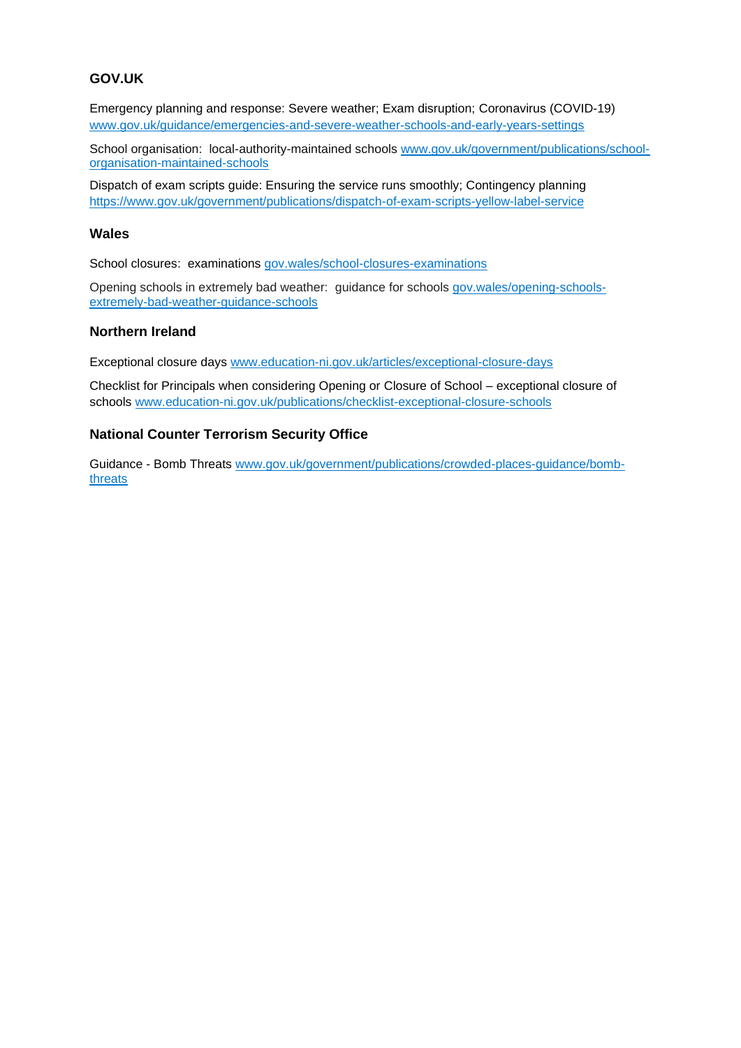### GOV.UK

Emergency planning and response: Severe weather; Exam disruption; Coronavirus (COVID-19) [www.gov.uk/guidance/emergencies-and-severe-weather-schools-and-early-years-settings](www.gov.uk/guidance/emergencies-and-severe-weather-schools-and-early-years-settings)

School organisation: local-authority-maintained schools [www.gov.uk/government/publications/school-organisation-maintained-schools](www.gov.uk/government/publications/school-organisation-maintained-schools)

Dispatch of exam scripts guide: Ensuring the service runs smoothly; Contingency planning [https://www.gov.uk/government/publications/dispatch-of-exam-scripts-yellow-label-service](https://www.gov.uk/government/publications/dispatch-of-exam-scripts-yellow-label-service)

### Wales

School closures: examinations [gov.wales/school-closures-examinations](gov.wales/school-closures-examinations)

Opening schools in extremely bad weather: guidance for schools [gov.wales/opening-schools-extremely-bad-weather-guidance-schools](gov.wales/opening-schools-extremely-bad-weather-guidance-schools)

### Northern Ireland

Exceptional closure days [www.education-ni.gov.uk/articles/exceptional-closure-days](www.education-ni.gov.uk/articles/exceptional-closure-days)

Checklist for Principals when considering Opening or Closure of School – exceptional closure of schools [www.education-ni.gov.uk/publications/checklist-exceptional-closure-schools](www.education-ni.gov.uk/publications/checklist-exceptional-closure-schools)

### National Counter Terrorism Security Office

Guidance - Bomb Threats [www.gov.uk/government/publications/crowded-places-guidance/bomb-threats](www.gov.uk/government/publications/crowded-places-guidance/bomb-threats)